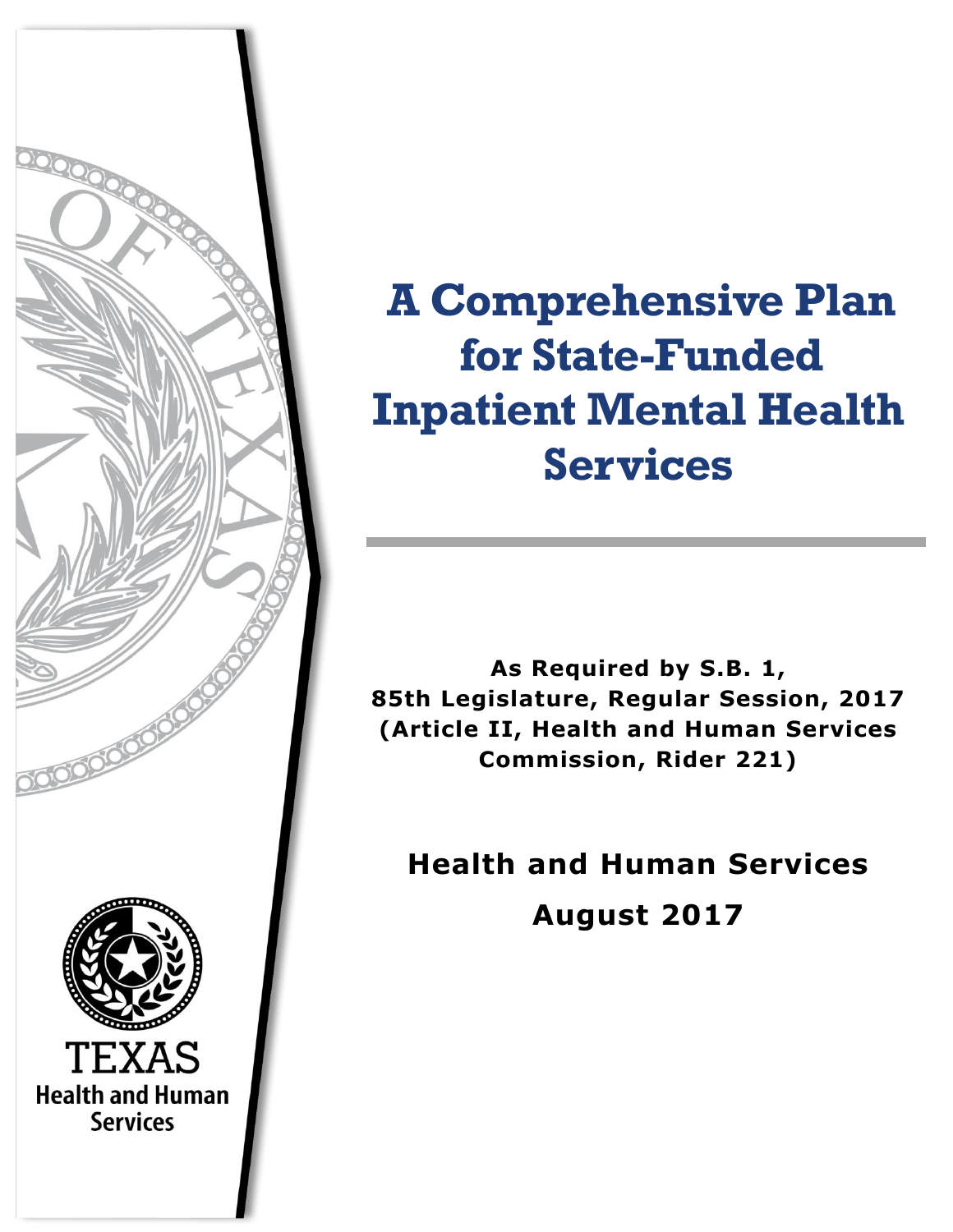# A Comprehensive Plan for State-Funded Inpatient Mental Health Services

**As Required by S.B. 1, 85th Legislature, Regular Session, 2017 (Article II, Health and Human Services Commission, Rider 221)**

**Health and Human Services**

**August 2017**

TEXAS
Health and Human Services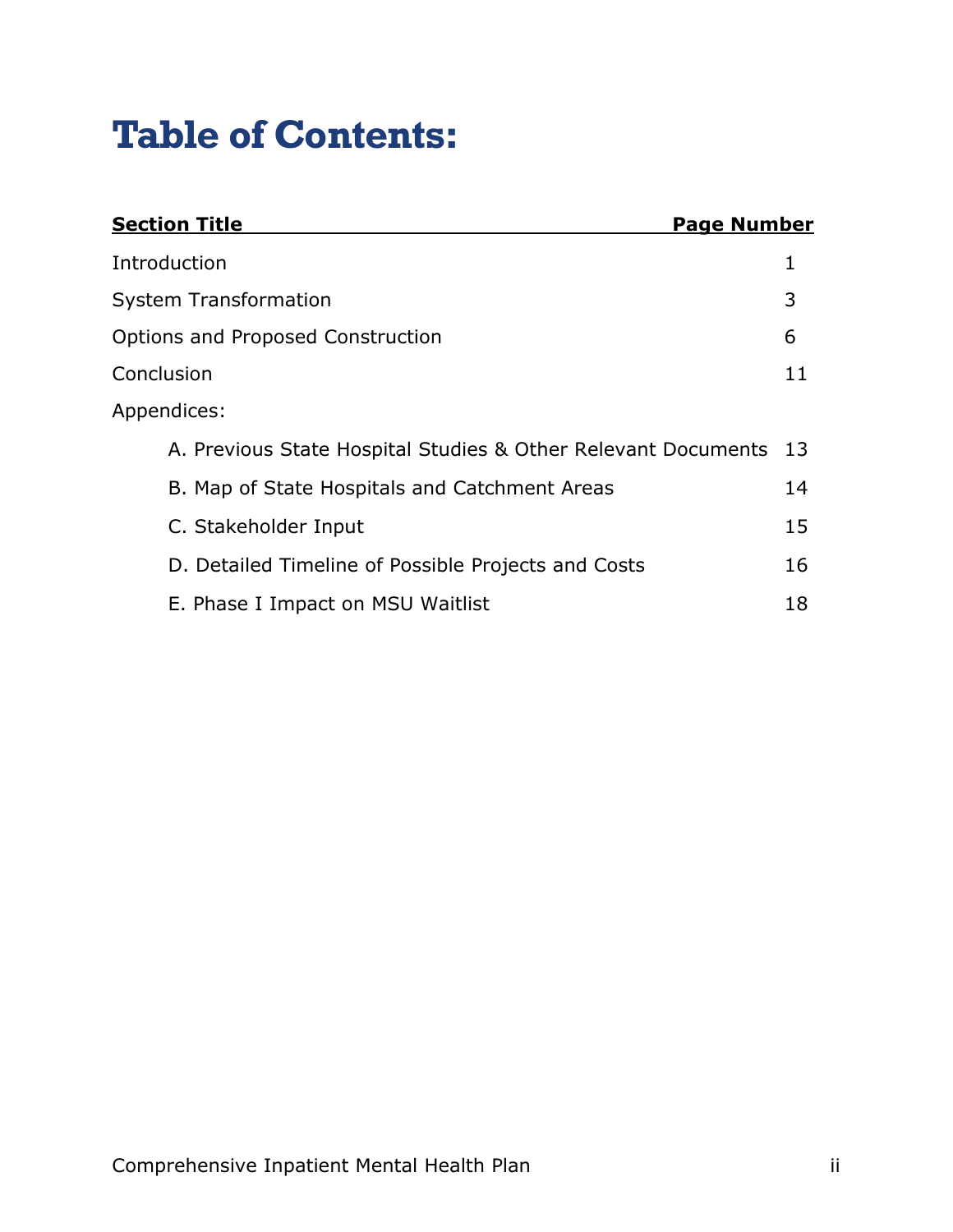# Table of Contents:

| Section Title | Page Number |
|---|---|
| Introduction | 1 |
| System Transformation | 3 |
| Options and Proposed Construction | 6 |
| Conclusion | 11 |
| Appendices: | |
| A. Previous State Hospital Studies & Other Relevant Documents | 13 |
| B. Map of State Hospitals and Catchment Areas | 14 |
| C. Stakeholder Input | 15 |
| D. Detailed Timeline of Possible Projects and Costs | 16 |
| E. Phase I Impact on MSU Waitlist | 18 |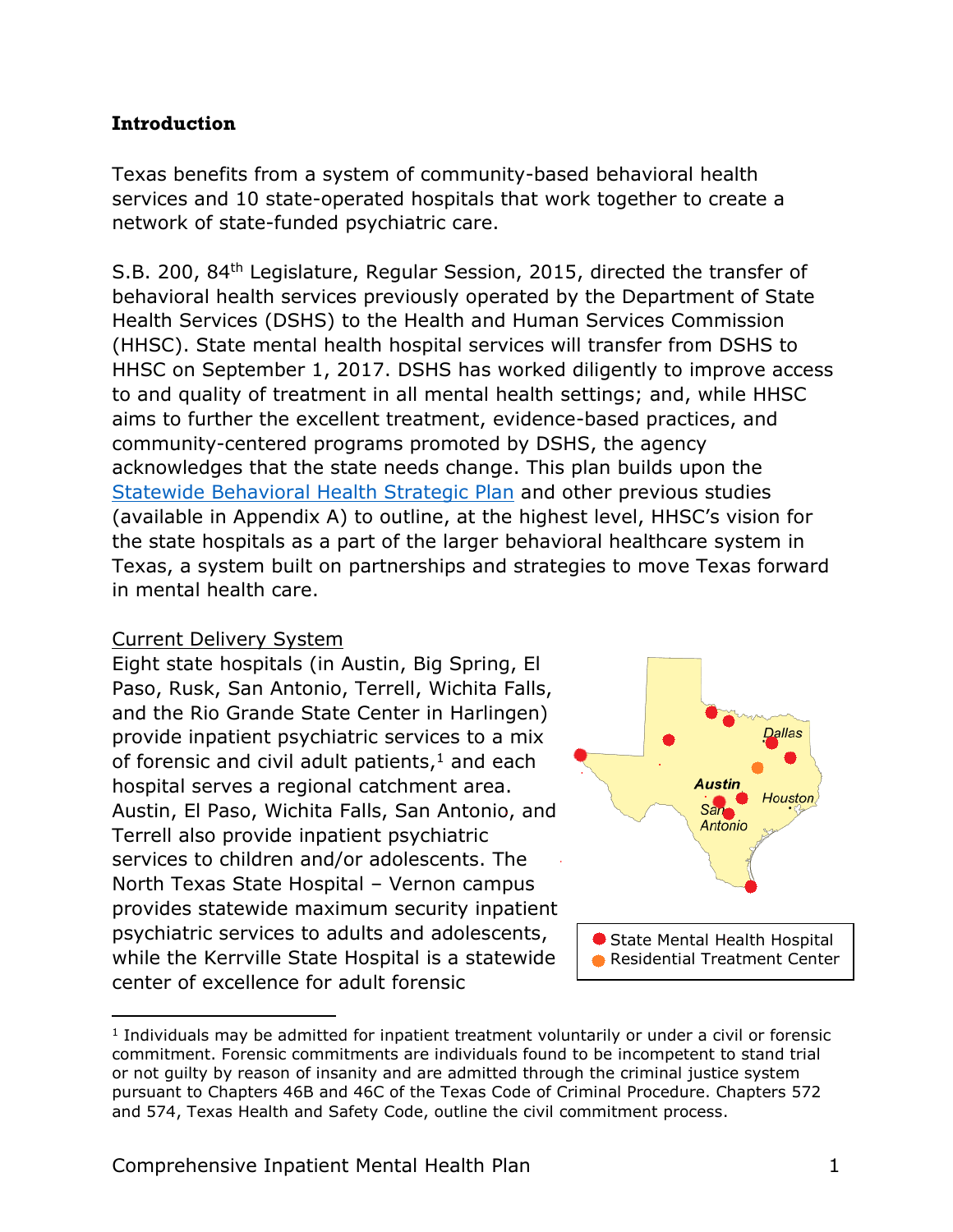## Introduction

Texas benefits from a system of community-based behavioral health services and 10 state-operated hospitals that work together to create a network of state-funded psychiatric care.

S.B. 200, 84th Legislature, Regular Session, 2015, directed the transfer of behavioral health services previously operated by the Department of State Health Services (DSHS) to the Health and Human Services Commission (HHSC). State mental health hospital services will transfer from DSHS to HHSC on September 1, 2017. DSHS has worked diligently to improve access to and quality of treatment in all mental health settings; and, while HHSC aims to further the excellent treatment, evidence-based practices, and community-centered programs promoted by DSHS, the agency acknowledges that the state needs change. This plan builds upon the [Statewide Behavioral Health Strategic Plan] and other previous studies (available in Appendix A) to outline, at the highest level, HHSC's vision for the state hospitals as a part of the larger behavioral healthcare system in Texas, a system built on partnerships and strategies to move Texas forward in mental health care.

### Current Delivery System

Eight state hospitals (in Austin, Big Spring, El Paso, Rusk, San Antonio, Terrell, Wichita Falls, and the Rio Grande State Center in Harlingen) provide inpatient psychiatric services to a mix of forensic and civil adult patients,[1] and each hospital serves a regional catchment area. Austin, El Paso, Wichita Falls, San Antonio, and Terrell also provide inpatient psychiatric services to children and/or adolescents. The North Texas State Hospital – Vernon campus provides statewide maximum security inpatient psychiatric services to adults and adolescents, while the Kerrville State Hospital is a statewide center of excellence for adult forensic

State Mental Health Hospital
Residential Treatment Center

[1] Individuals may be admitted for inpatient treatment voluntarily or under a civil or forensic commitment. Forensic commitments are individuals found to be incompetent to stand trial or not guilty by reason of insanity and are admitted through the criminal justice system pursuant to Chapters 46B and 46C of the Texas Code of Criminal Procedure. Chapters 572 and 574, Texas Health and Safety Code, outline the civil commitment process.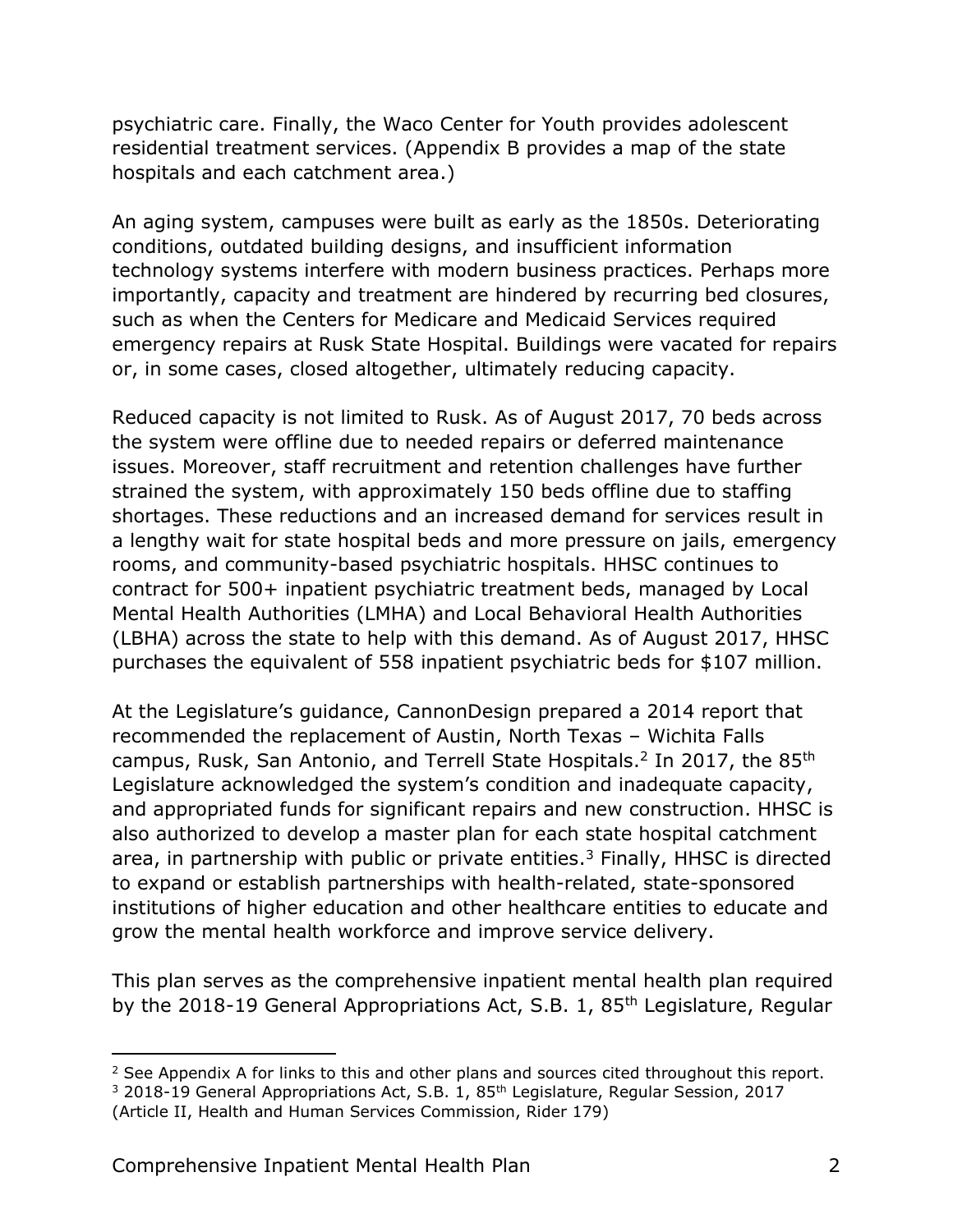psychiatric care. Finally, the Waco Center for Youth provides adolescent residential treatment services. (Appendix B provides a map of the state hospitals and each catchment area.)

An aging system, campuses were built as early as the 1850s. Deteriorating conditions, outdated building designs, and insufficient information technology systems interfere with modern business practices. Perhaps more importantly, capacity and treatment are hindered by recurring bed closures, such as when the Centers for Medicare and Medicaid Services required emergency repairs at Rusk State Hospital. Buildings were vacated for repairs or, in some cases, closed altogether, ultimately reducing capacity.

Reduced capacity is not limited to Rusk. As of August 2017, 70 beds across the system were offline due to needed repairs or deferred maintenance issues. Moreover, staff recruitment and retention challenges have further strained the system, with approximately 150 beds offline due to staffing shortages. These reductions and an increased demand for services result in a lengthy wait for state hospital beds and more pressure on jails, emergency rooms, and community-based psychiatric hospitals. HHSC continues to contract for 500+ inpatient psychiatric treatment beds, managed by Local Mental Health Authorities (LMHA) and Local Behavioral Health Authorities (LBHA) across the state to help with this demand. As of August 2017, HHSC purchases the equivalent of 558 inpatient psychiatric beds for $107 million.

At the Legislature's guidance, CannonDesign prepared a 2014 report that recommended the replacement of Austin, North Texas – Wichita Falls campus, Rusk, San Antonio, and Terrell State Hospitals.[2] In 2017, the 85th Legislature acknowledged the system's condition and inadequate capacity, and appropriated funds for significant repairs and new construction. HHSC is also authorized to develop a master plan for each state hospital catchment area, in partnership with public or private entities.[3] Finally, HHSC is directed to expand or establish partnerships with health-related, state-sponsored institutions of higher education and other healthcare entities to educate and grow the mental health workforce and improve service delivery.

This plan serves as the comprehensive inpatient mental health plan required by the 2018-19 General Appropriations Act, S.B. 1, 85th Legislature, Regular

---

[2] See Appendix A for links to this and other plans and sources cited throughout this report.

[3] 2018-19 General Appropriations Act, S.B. 1, 85th Legislature, Regular Session, 2017 (Article II, Health and Human Services Commission, Rider 179)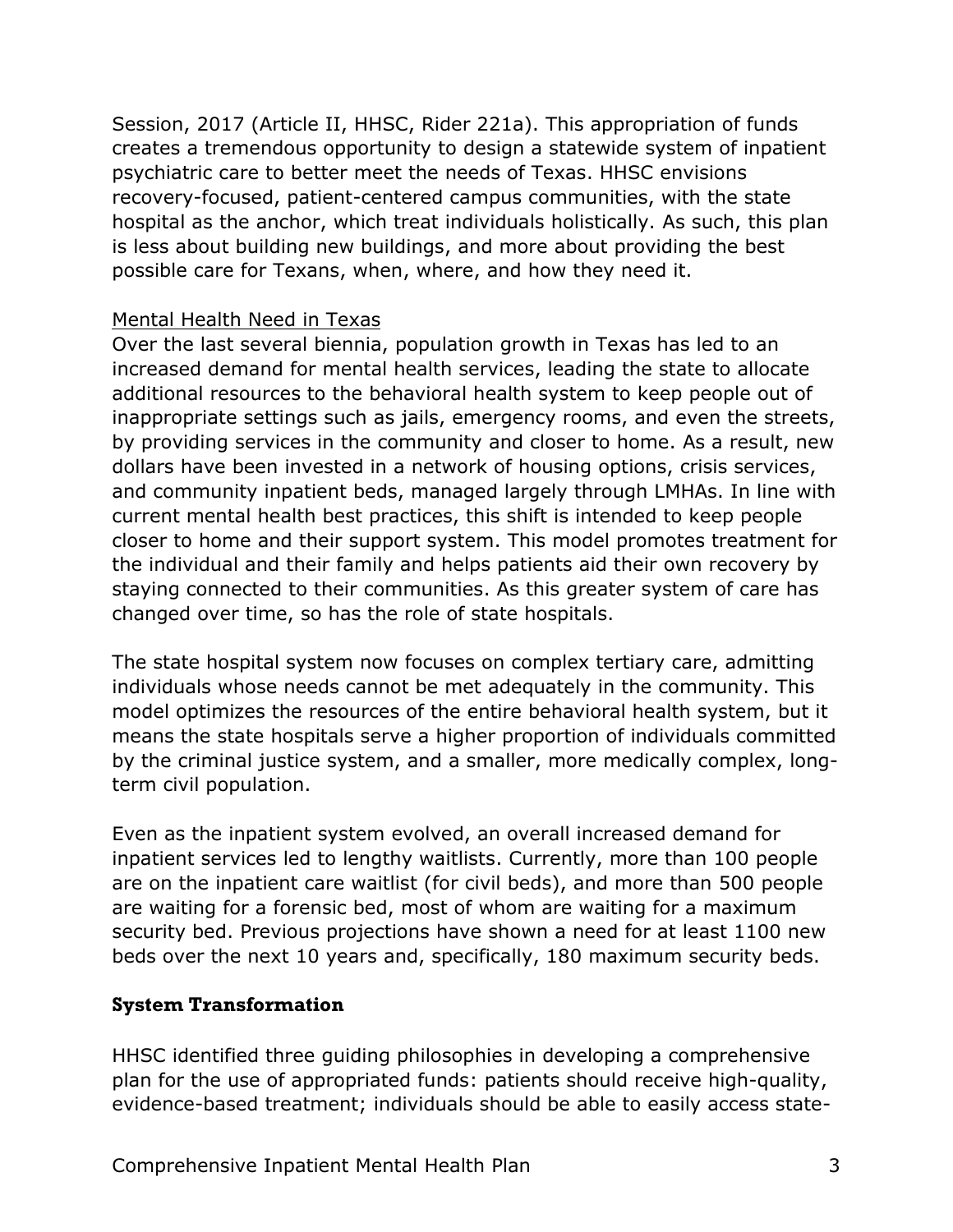Session, 2017 (Article II, HHSC, Rider 221a). This appropriation of funds creates a tremendous opportunity to design a statewide system of inpatient psychiatric care to better meet the needs of Texas. HHSC envisions recovery-focused, patient-centered campus communities, with the state hospital as the anchor, which treat individuals holistically. As such, this plan is less about building new buildings, and more about providing the best possible care for Texans, when, where, and how they need it.

Mental Health Need in Texas

Over the last several biennia, population growth in Texas has led to an increased demand for mental health services, leading the state to allocate additional resources to the behavioral health system to keep people out of inappropriate settings such as jails, emergency rooms, and even the streets, by providing services in the community and closer to home. As a result, new dollars have been invested in a network of housing options, crisis services, and community inpatient beds, managed largely through LMHAs. In line with current mental health best practices, this shift is intended to keep people closer to home and their support system. This model promotes treatment for the individual and their family and helps patients aid their own recovery by staying connected to their communities. As this greater system of care has changed over time, so has the role of state hospitals.

The state hospital system now focuses on complex tertiary care, admitting individuals whose needs cannot be met adequately in the community. This model optimizes the resources of the entire behavioral health system, but it means the state hospitals serve a higher proportion of individuals committed by the criminal justice system, and a smaller, more medically complex, long-term civil population.

Even as the inpatient system evolved, an overall increased demand for inpatient services led to lengthy waitlists. Currently, more than 100 people are on the inpatient care waitlist (for civil beds), and more than 500 people are waiting for a forensic bed, most of whom are waiting for a maximum security bed. Previous projections have shown a need for at least 1100 new beds over the next 10 years and, specifically, 180 maximum security beds.

## System Transformation

HHSC identified three guiding philosophies in developing a comprehensive plan for the use of appropriated funds: patients should receive high-quality, evidence-based treatment; individuals should be able to easily access state-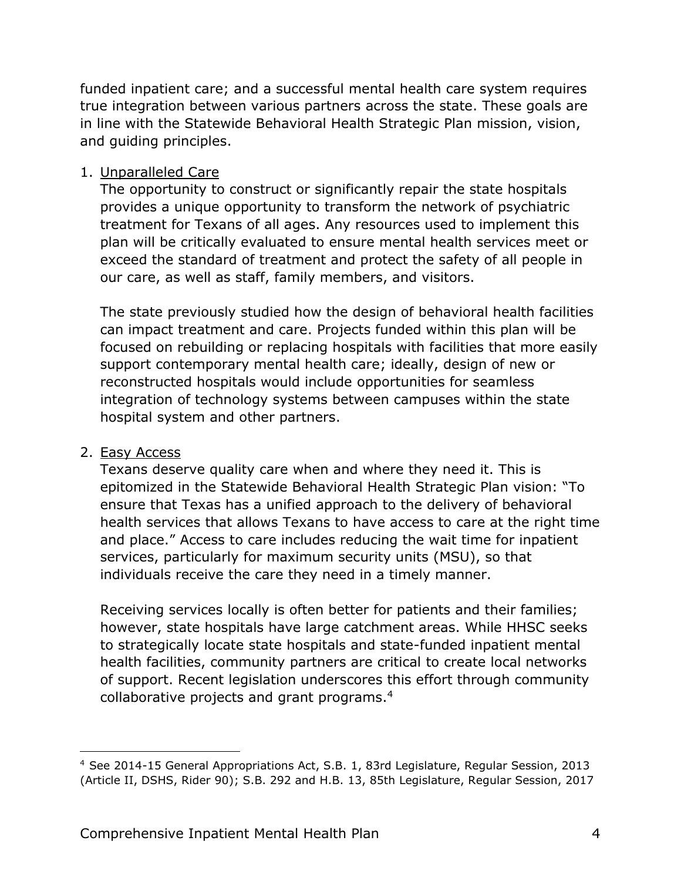funded inpatient care; and a successful mental health care system requires true integration between various partners across the state. These goals are in line with the Statewide Behavioral Health Strategic Plan mission, vision, and guiding principles.

1. Unparalleled Care

   The opportunity to construct or significantly repair the state hospitals provides a unique opportunity to transform the network of psychiatric treatment for Texans of all ages. Any resources used to implement this plan will be critically evaluated to ensure mental health services meet or exceed the standard of treatment and protect the safety of all people in our care, as well as staff, family members, and visitors.

   The state previously studied how the design of behavioral health facilities can impact treatment and care. Projects funded within this plan will be focused on rebuilding or replacing hospitals with facilities that more easily support contemporary mental health care; ideally, design of new or reconstructed hospitals would include opportunities for seamless integration of technology systems between campuses within the state hospital system and other partners.

2. Easy Access

   Texans deserve quality care when and where they need it. This is epitomized in the Statewide Behavioral Health Strategic Plan vision: "To ensure that Texas has a unified approach to the delivery of behavioral health services that allows Texans to have access to care at the right time and place." Access to care includes reducing the wait time for inpatient services, particularly for maximum security units (MSU), so that individuals receive the care they need in a timely manner.

   Receiving services locally is often better for patients and their families; however, state hospitals have large catchment areas. While HHSC seeks to strategically locate state hospitals and state-funded inpatient mental health facilities, community partners are critical to create local networks of support. Recent legislation underscores this effort through community collaborative projects and grant programs.[4]

---

[4] See 2014-15 General Appropriations Act, S.B. 1, 83rd Legislature, Regular Session, 2013 (Article II, DSHS, Rider 90); S.B. 292 and H.B. 13, 85th Legislature, Regular Session, 2017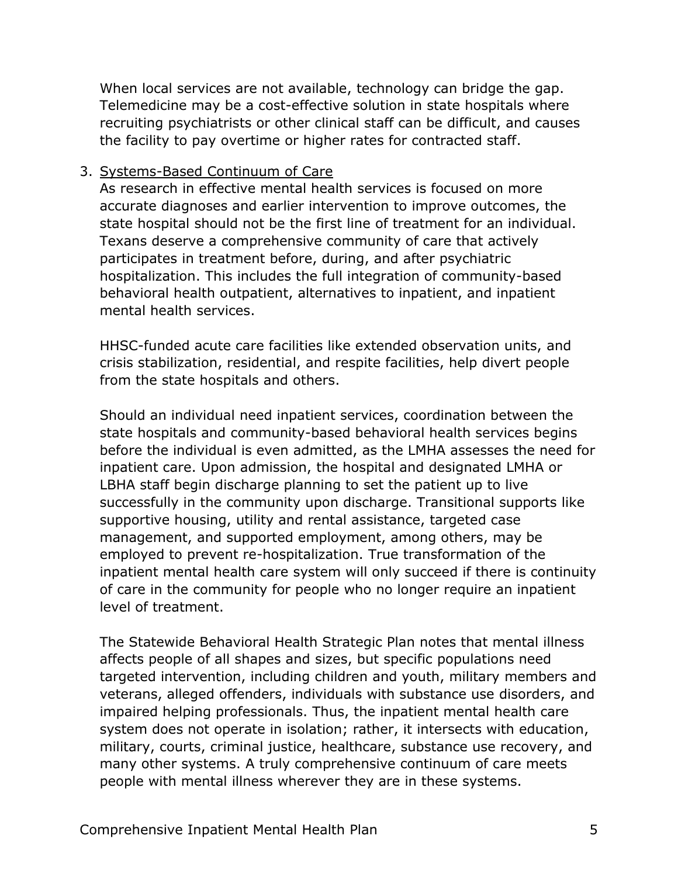When local services are not available, technology can bridge the gap. Telemedicine may be a cost-effective solution in state hospitals where recruiting psychiatrists or other clinical staff can be difficult, and causes the facility to pay overtime or higher rates for contracted staff.

3. Systems-Based Continuum of Care

As research in effective mental health services is focused on more accurate diagnoses and earlier intervention to improve outcomes, the state hospital should not be the first line of treatment for an individual. Texans deserve a comprehensive community of care that actively participates in treatment before, during, and after psychiatric hospitalization. This includes the full integration of community-based behavioral health outpatient, alternatives to inpatient, and inpatient mental health services.

HHSC-funded acute care facilities like extended observation units, and crisis stabilization, residential, and respite facilities, help divert people from the state hospitals and others.

Should an individual need inpatient services, coordination between the state hospitals and community-based behavioral health services begins before the individual is even admitted, as the LMHA assesses the need for inpatient care. Upon admission, the hospital and designated LMHA or LBHA staff begin discharge planning to set the patient up to live successfully in the community upon discharge. Transitional supports like supportive housing, utility and rental assistance, targeted case management, and supported employment, among others, may be employed to prevent re-hospitalization. True transformation of the inpatient mental health care system will only succeed if there is continuity of care in the community for people who no longer require an inpatient level of treatment.

The Statewide Behavioral Health Strategic Plan notes that mental illness affects people of all shapes and sizes, but specific populations need targeted intervention, including children and youth, military members and veterans, alleged offenders, individuals with substance use disorders, and impaired helping professionals. Thus, the inpatient mental health care system does not operate in isolation; rather, it intersects with education, military, courts, criminal justice, healthcare, substance use recovery, and many other systems. A truly comprehensive continuum of care meets people with mental illness wherever they are in these systems.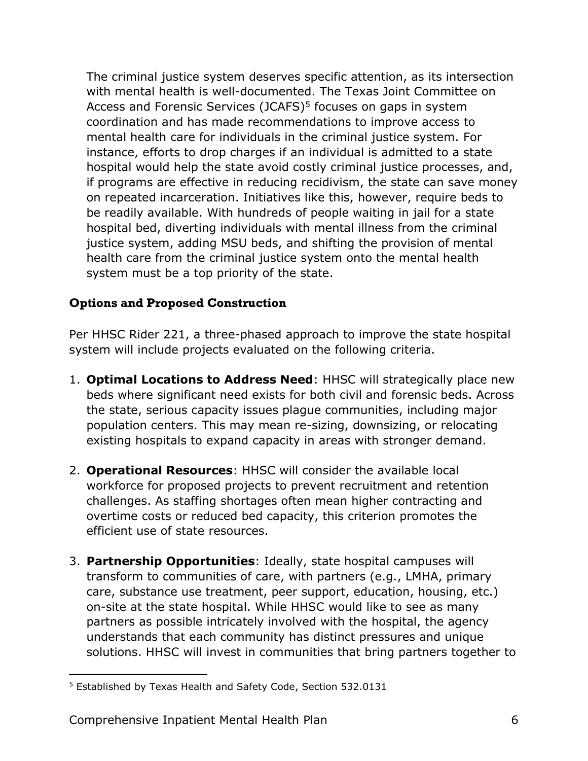The criminal justice system deserves specific attention, as its intersection with mental health is well-documented. The Texas Joint Committee on Access and Forensic Services (JCAFS)[5] focuses on gaps in system coordination and has made recommendations to improve access to mental health care for individuals in the criminal justice system. For instance, efforts to drop charges if an individual is admitted to a state hospital would help the state avoid costly criminal justice processes, and, if programs are effective in reducing recidivism, the state can save money on repeated incarceration. Initiatives like this, however, require beds to be readily available. With hundreds of people waiting in jail for a state hospital bed, diverting individuals with mental illness from the criminal justice system, adding MSU beds, and shifting the provision of mental health care from the criminal justice system onto the mental health system must be a top priority of the state.

### Options and Proposed Construction

Per HHSC Rider 221, a three-phased approach to improve the state hospital system will include projects evaluated on the following criteria.

1. **Optimal Locations to Address Need**: HHSC will strategically place new beds where significant need exists for both civil and forensic beds. Across the state, serious capacity issues plague communities, including major population centers. This may mean re-sizing, downsizing, or relocating existing hospitals to expand capacity in areas with stronger demand.

2. **Operational Resources**: HHSC will consider the available local workforce for proposed projects to prevent recruitment and retention challenges. As staffing shortages often mean higher contracting and overtime costs or reduced bed capacity, this criterion promotes the efficient use of state resources.

3. **Partnership Opportunities**: Ideally, state hospital campuses will transform to communities of care, with partners (e.g., LMHA, primary care, substance use treatment, peer support, education, housing, etc.) on-site at the state hospital. While HHSC would like to see as many partners as possible intricately involved with the hospital, the agency understands that each community has distinct pressures and unique solutions. HHSC will invest in communities that bring partners together to

[5] Established by Texas Health and Safety Code, Section 532.0131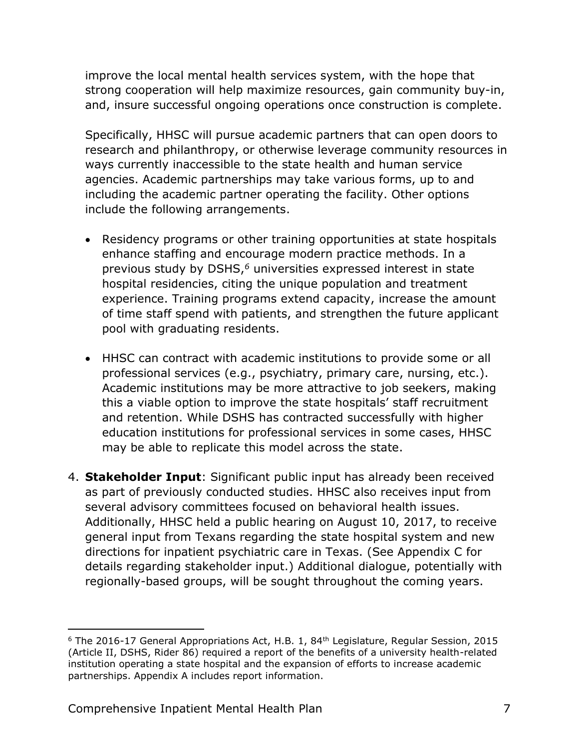improve the local mental health services system, with the hope that strong cooperation will help maximize resources, gain community buy-in, and, insure successful ongoing operations once construction is complete.

Specifically, HHSC will pursue academic partners that can open doors to research and philanthropy, or otherwise leverage community resources in ways currently inaccessible to the state health and human service agencies. Academic partnerships may take various forms, up to and including the academic partner operating the facility. Other options include the following arrangements.

- Residency programs or other training opportunities at state hospitals enhance staffing and encourage modern practice methods. In a previous study by DSHS,[6] universities expressed interest in state hospital residencies, citing the unique population and treatment experience. Training programs extend capacity, increase the amount of time staff spend with patients, and strengthen the future applicant pool with graduating residents.

- HHSC can contract with academic institutions to provide some or all professional services (e.g., psychiatry, primary care, nursing, etc.). Academic institutions may be more attractive to job seekers, making this a viable option to improve the state hospitals' staff recruitment and retention. While DSHS has contracted successfully with higher education institutions for professional services in some cases, HHSC may be able to replicate this model across the state.

4. **Stakeholder Input**: Significant public input has already been received as part of previously conducted studies. HHSC also receives input from several advisory committees focused on behavioral health issues. Additionally, HHSC held a public hearing on August 10, 2017, to receive general input from Texans regarding the state hospital system and new directions for inpatient psychiatric care in Texas. (See Appendix C for details regarding stakeholder input.) Additional dialogue, potentially with regionally-based groups, will be sought throughout the coming years.

---

[6] The 2016-17 General Appropriations Act, H.B. 1, 84th Legislature, Regular Session, 2015 (Article II, DSHS, Rider 86) required a report of the benefits of a university health-related institution operating a state hospital and the expansion of efforts to increase academic partnerships. Appendix A includes report information.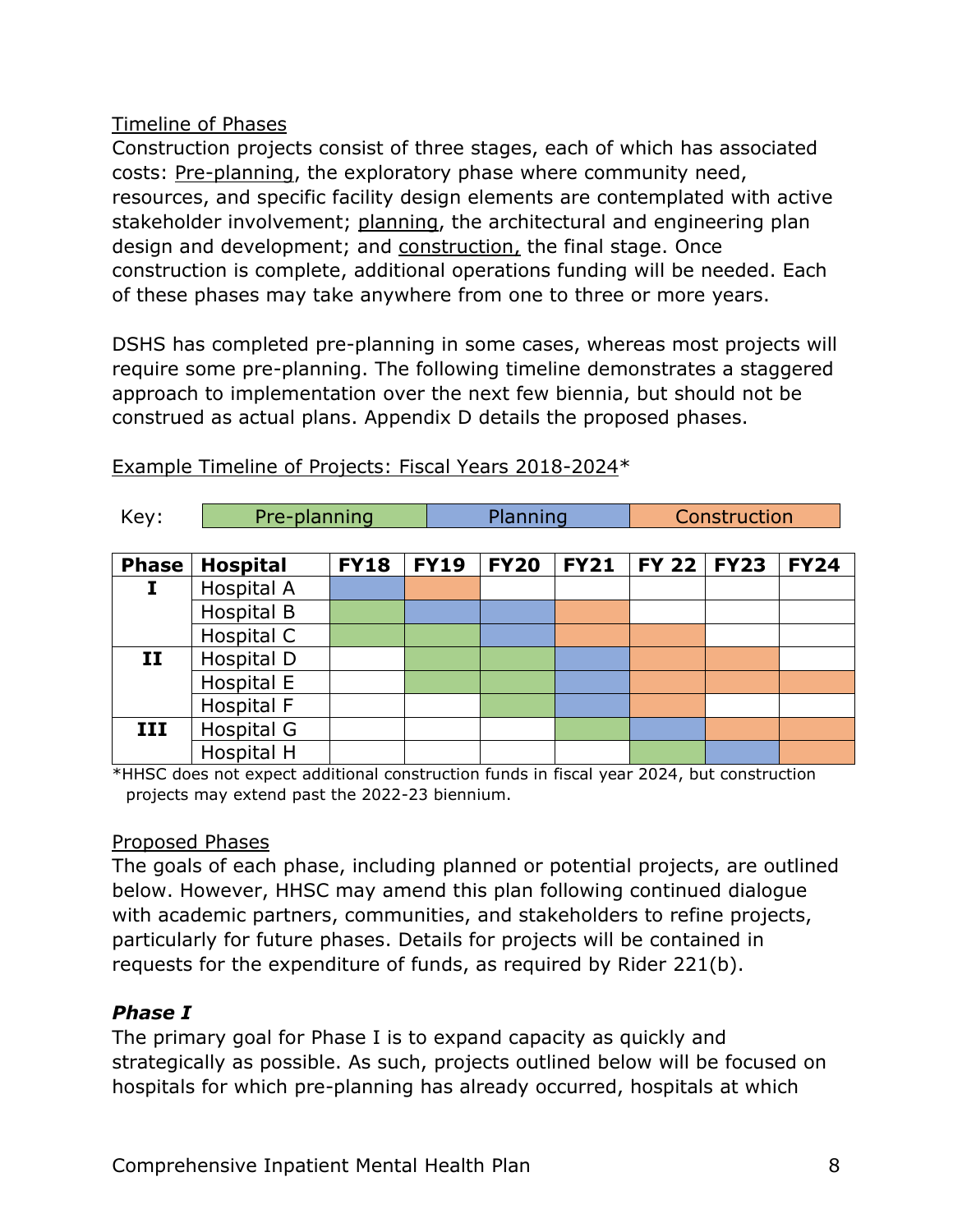Timeline of Phases

Construction projects consist of three stages, each of which has associated costs: Pre-planning, the exploratory phase where community need, resources, and specific facility design elements are contemplated with active stakeholder involvement; planning, the architectural and engineering plan design and development; and construction, the final stage. Once construction is complete, additional operations funding will be needed. Each of these phases may take anywhere from one to three or more years.

DSHS has completed pre-planning in some cases, whereas most projects will require some pre-planning. The following timeline demonstrates a staggered approach to implementation over the next few biennia, but should not be construed as actual plans. Appendix D details the proposed phases.

Example Timeline of Projects: Fiscal Years 2018-2024*

Key: Pre-planning | Planning | Construction

| Phase | Hospital | FY18 | FY19 | FY20 | FY21 | FY 22 | FY23 | FY24 |
|---|---|---|---|---|---|---|---|---|
| **I** | Hospital A | Planning | Construction | | | | | |
| | Hospital B | Pre-planning | Planning | Planning | Construction | | | |
| | Hospital C | Pre-planning | Pre-planning | Planning | Construction | Construction | | |
| **II** | Hospital D | | Pre-planning | Pre-planning | Planning | Construction | Construction | |
| | Hospital E | | Pre-planning | Pre-planning | Planning | Construction | Construction | Construction |
| | Hospital F | | | Pre-planning | Planning | Construction | | |
| **III** | Hospital G | | | | Pre-planning | Planning | Construction | Construction |
| | Hospital H | | | | | Pre-planning | Planning | Construction |

*HHSC does not expect additional construction funds in fiscal year 2024, but construction projects may extend past the 2022-23 biennium.

Proposed Phases

The goals of each phase, including planned or potential projects, are outlined below. However, HHSC may amend this plan following continued dialogue with academic partners, communities, and stakeholders to refine projects, particularly for future phases. Details for projects will be contained in requests for the expenditure of funds, as required by Rider 221(b).

### *Phase I*

The primary goal for Phase I is to expand capacity as quickly and strategically as possible. As such, projects outlined below will be focused on hospitals for which pre-planning has already occurred, hospitals at which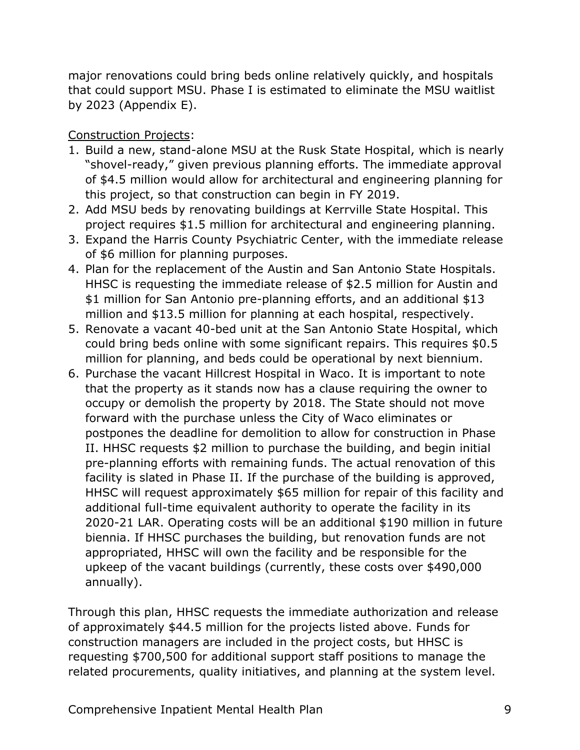major renovations could bring beds online relatively quickly, and hospitals that could support MSU. Phase I is estimated to eliminate the MSU waitlist by 2023 (Appendix E).

Construction Projects:

1. Build a new, stand-alone MSU at the Rusk State Hospital, which is nearly "shovel-ready," given previous planning efforts. The immediate approval of $4.5 million would allow for architectural and engineering planning for this project, so that construction can begin in FY 2019.
2. Add MSU beds by renovating buildings at Kerrville State Hospital. This project requires $1.5 million for architectural and engineering planning.
3. Expand the Harris County Psychiatric Center, with the immediate release of $6 million for planning purposes.
4. Plan for the replacement of the Austin and San Antonio State Hospitals. HHSC is requesting the immediate release of $2.5 million for Austin and $1 million for San Antonio pre-planning efforts, and an additional $13 million and $13.5 million for planning at each hospital, respectively.
5. Renovate a vacant 40-bed unit at the San Antonio State Hospital, which could bring beds online with some significant repairs. This requires $0.5 million for planning, and beds could be operational by next biennium.
6. Purchase the vacant Hillcrest Hospital in Waco. It is important to note that the property as it stands now has a clause requiring the owner to occupy or demolish the property by 2018. The State should not move forward with the purchase unless the City of Waco eliminates or postpones the deadline for demolition to allow for construction in Phase II. HHSC requests $2 million to purchase the building, and begin initial pre-planning efforts with remaining funds. The actual renovation of this facility is slated in Phase II. If the purchase of the building is approved, HHSC will request approximately $65 million for repair of this facility and additional full-time equivalent authority to operate the facility in its 2020-21 LAR. Operating costs will be an additional $190 million in future biennia. If HHSC purchases the building, but renovation funds are not appropriated, HHSC will own the facility and be responsible for the upkeep of the vacant buildings (currently, these costs over $490,000 annually).

Through this plan, HHSC requests the immediate authorization and release of approximately $44.5 million for the projects listed above. Funds for construction managers are included in the project costs, but HHSC is requesting $700,500 for additional support staff positions to manage the related procurements, quality initiatives, and planning at the system level.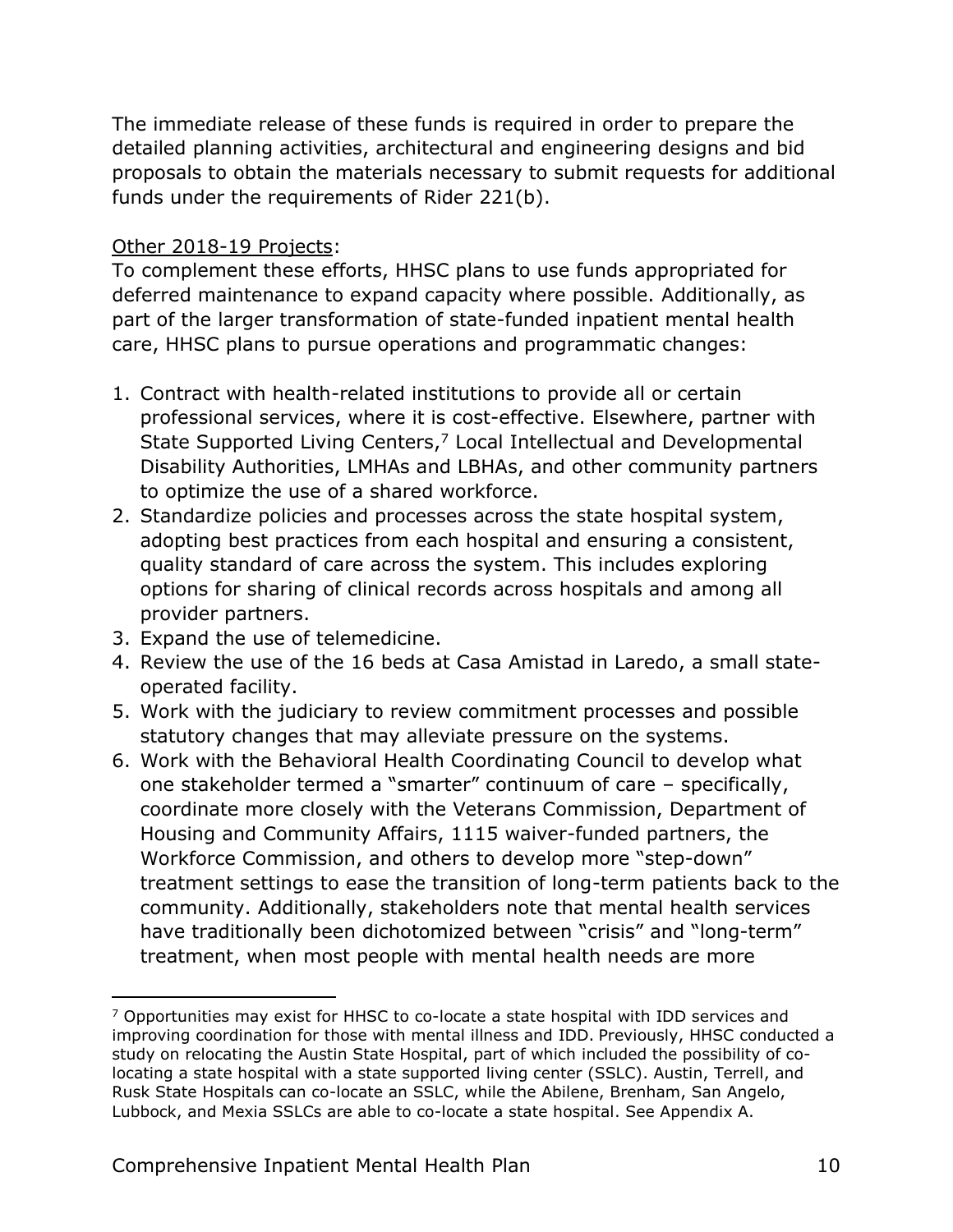The immediate release of these funds is required in order to prepare the detailed planning activities, architectural and engineering designs and bid proposals to obtain the materials necessary to submit requests for additional funds under the requirements of Rider 221(b).

Other 2018-19 Projects:
To complement these efforts, HHSC plans to use funds appropriated for deferred maintenance to expand capacity where possible. Additionally, as part of the larger transformation of state-funded inpatient mental health care, HHSC plans to pursue operations and programmatic changes:

1. Contract with health-related institutions to provide all or certain professional services, where it is cost-effective. Elsewhere, partner with State Supported Living Centers,[7] Local Intellectual and Developmental Disability Authorities, LMHAs and LBHAs, and other community partners to optimize the use of a shared workforce.
2. Standardize policies and processes across the state hospital system, adopting best practices from each hospital and ensuring a consistent, quality standard of care across the system. This includes exploring options for sharing of clinical records across hospitals and among all provider partners.
3. Expand the use of telemedicine.
4. Review the use of the 16 beds at Casa Amistad in Laredo, a small state-operated facility.
5. Work with the judiciary to review commitment processes and possible statutory changes that may alleviate pressure on the systems.
6. Work with the Behavioral Health Coordinating Council to develop what one stakeholder termed a "smarter" continuum of care – specifically, coordinate more closely with the Veterans Commission, Department of Housing and Community Affairs, 1115 waiver-funded partners, the Workforce Commission, and others to develop more "step-down" treatment settings to ease the transition of long-term patients back to the community. Additionally, stakeholders note that mental health services have traditionally been dichotomized between "crisis" and "long-term" treatment, when most people with mental health needs are more

[7] Opportunities may exist for HHSC to co-locate a state hospital with IDD services and improving coordination for those with mental illness and IDD. Previously, HHSC conducted a study on relocating the Austin State Hospital, part of which included the possibility of co-locating a state hospital with a state supported living center (SSLC). Austin, Terrell, and Rusk State Hospitals can co-locate an SSLC, while the Abilene, Brenham, San Angelo, Lubbock, and Mexia SSLCs are able to co-locate a state hospital. See Appendix A.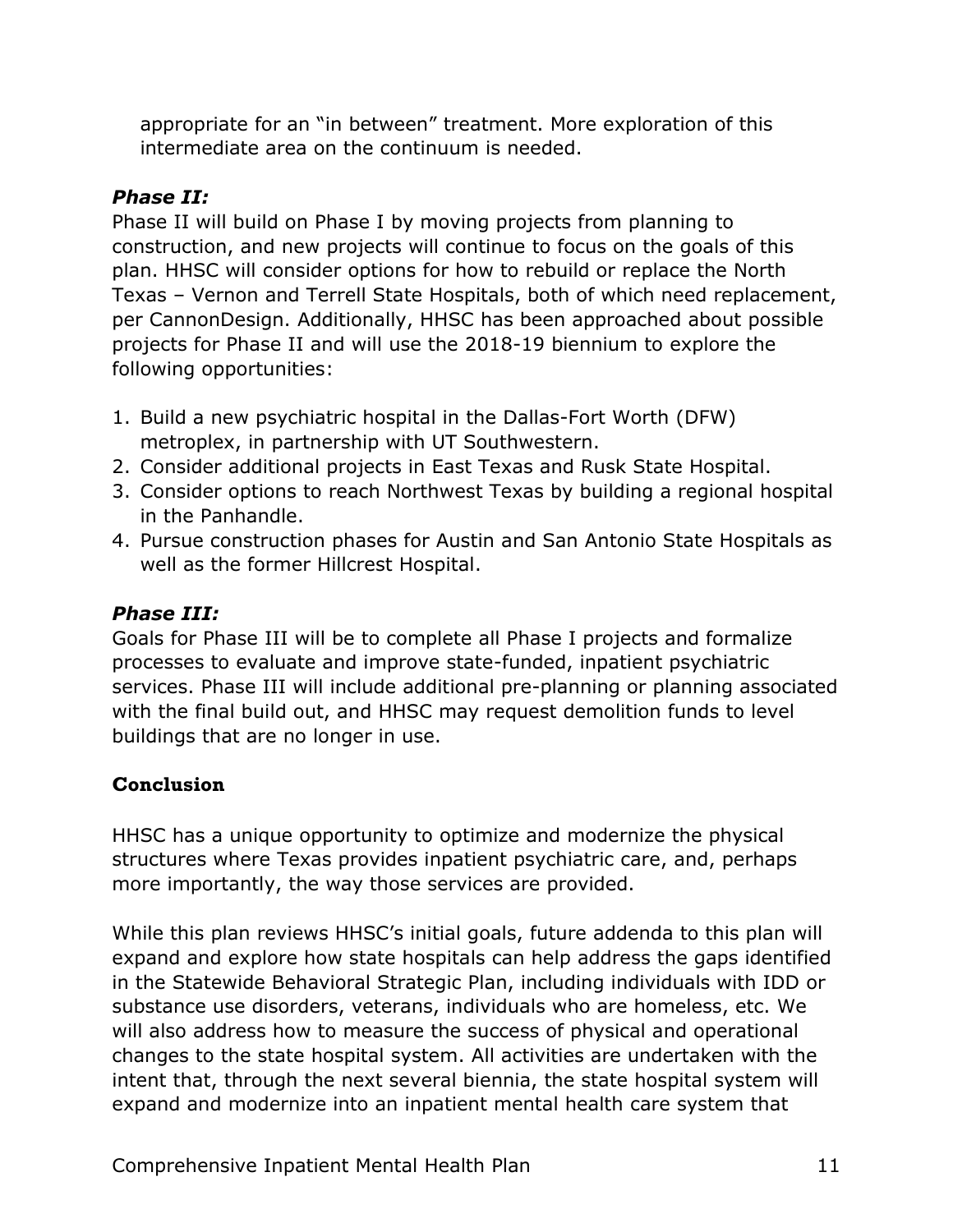appropriate for an "in between" treatment. More exploration of this intermediate area on the continuum is needed.

### *Phase II:*

Phase II will build on Phase I by moving projects from planning to construction, and new projects will continue to focus on the goals of this plan. HHSC will consider options for how to rebuild or replace the North Texas – Vernon and Terrell State Hospitals, both of which need replacement, per CannonDesign. Additionally, HHSC has been approached about possible projects for Phase II and will use the 2018-19 biennium to explore the following opportunities:

1. Build a new psychiatric hospital in the Dallas-Fort Worth (DFW) metroplex, in partnership with UT Southwestern.
2. Consider additional projects in East Texas and Rusk State Hospital.
3. Consider options to reach Northwest Texas by building a regional hospital in the Panhandle.
4. Pursue construction phases for Austin and San Antonio State Hospitals as well as the former Hillcrest Hospital.

### *Phase III:*

Goals for Phase III will be to complete all Phase I projects and formalize processes to evaluate and improve state-funded, inpatient psychiatric services. Phase III will include additional pre-planning or planning associated with the final build out, and HHSC may request demolition funds to level buildings that are no longer in use.

## Conclusion

HHSC has a unique opportunity to optimize and modernize the physical structures where Texas provides inpatient psychiatric care, and, perhaps more importantly, the way those services are provided.

While this plan reviews HHSC's initial goals, future addenda to this plan will expand and explore how state hospitals can help address the gaps identified in the Statewide Behavioral Strategic Plan, including individuals with IDD or substance use disorders, veterans, individuals who are homeless, etc. We will also address how to measure the success of physical and operational changes to the state hospital system. All activities are undertaken with the intent that, through the next several biennia, the state hospital system will expand and modernize into an inpatient mental health care system that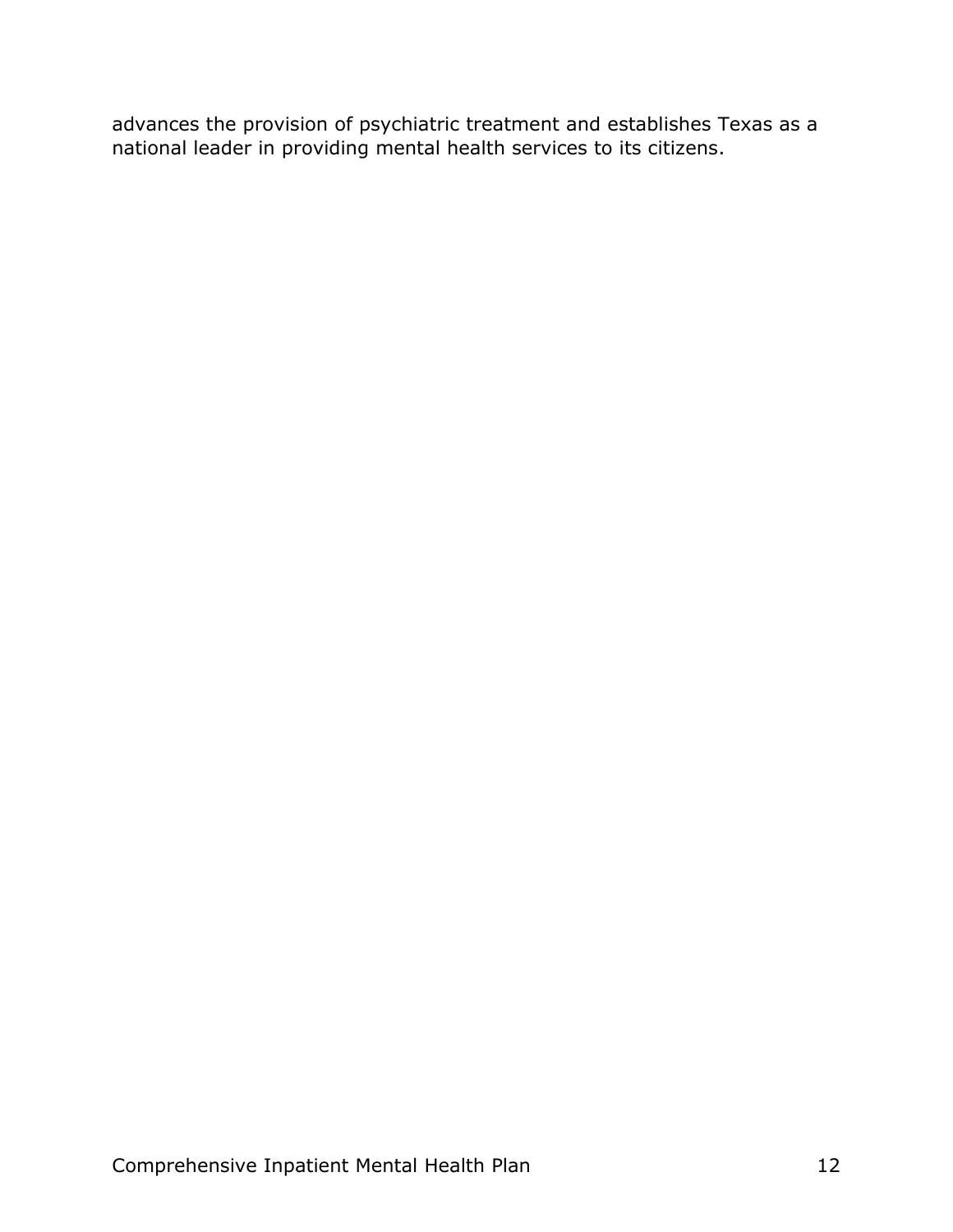advances the provision of psychiatric treatment and establishes Texas as a national leader in providing mental health services to its citizens.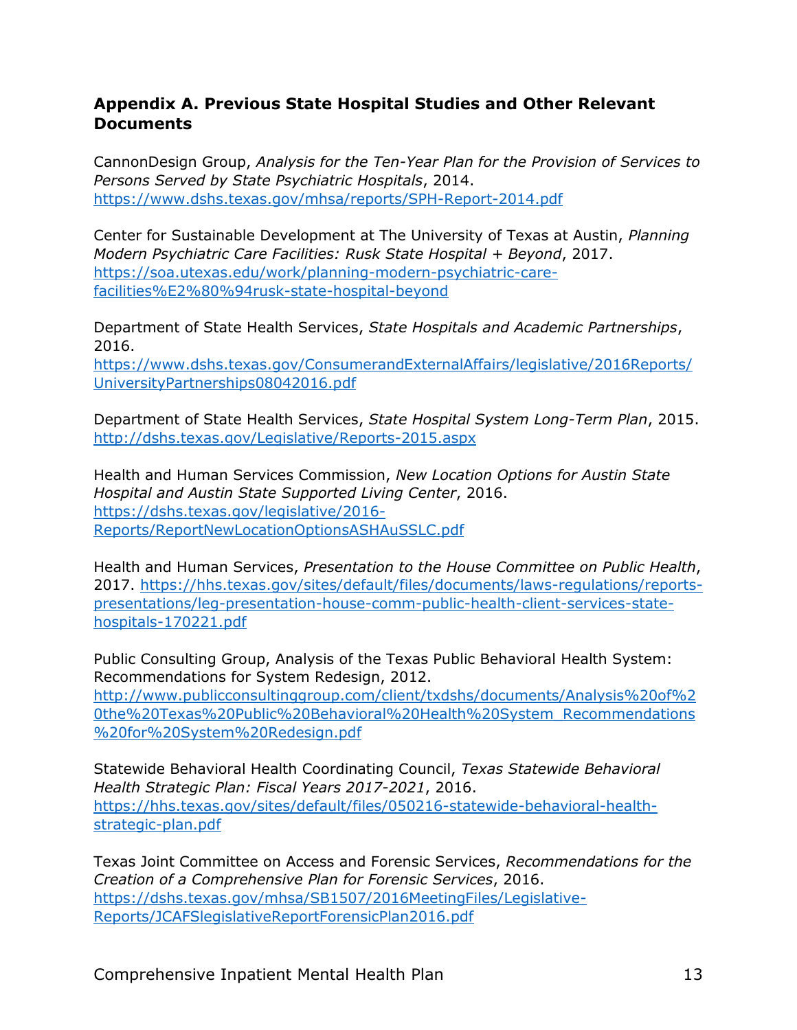## Appendix A. Previous State Hospital Studies and Other Relevant Documents

CannonDesign Group, *Analysis for the Ten-Year Plan for the Provision of Services to Persons Served by State Psychiatric Hospitals*, 2014. https://www.dshs.texas.gov/mhsa/reports/SPH-Report-2014.pdf

Center for Sustainable Development at The University of Texas at Austin, *Planning Modern Psychiatric Care Facilities: Rusk State Hospital + Beyond*, 2017. https://soa.utexas.edu/work/planning-modern-psychiatric-care-facilities%E2%80%94rusk-state-hospital-beyond

Department of State Health Services, *State Hospitals and Academic Partnerships*, 2016. https://www.dshs.texas.gov/ConsumerandExternalAffairs/legislative/2016Reports/UniversityPartnerships08042016.pdf

Department of State Health Services, *State Hospital System Long-Term Plan*, 2015. http://dshs.texas.gov/Legislative/Reports-2015.aspx

Health and Human Services Commission, *New Location Options for Austin State Hospital and Austin State Supported Living Center*, 2016. https://dshs.texas.gov/legislative/2016-Reports/ReportNewLocationOptionsASHAuSSLC.pdf

Health and Human Services, *Presentation to the House Committee on Public Health*, 2017. https://hhs.texas.gov/sites/default/files/documents/laws-regulations/reports-presentations/leg-presentation-house-comm-public-health-client-services-state-hospitals-170221.pdf

Public Consulting Group, Analysis of the Texas Public Behavioral Health System: Recommendations for System Redesign, 2012. http://www.publicconsultinggroup.com/client/txdshs/documents/Analysis%20of%20the%20Texas%20Public%20Behavioral%20Health%20System_Recommendations%20for%20System%20Redesign.pdf

Statewide Behavioral Health Coordinating Council, *Texas Statewide Behavioral Health Strategic Plan: Fiscal Years 2017-2021*, 2016. https://hhs.texas.gov/sites/default/files/050216-statewide-behavioral-health-strategic-plan.pdf

Texas Joint Committee on Access and Forensic Services, *Recommendations for the Creation of a Comprehensive Plan for Forensic Services*, 2016. https://dshs.texas.gov/mhsa/SB1507/2016MeetingFiles/Legislative-Reports/JCAFSlegislativeReportForensicPlan2016.pdf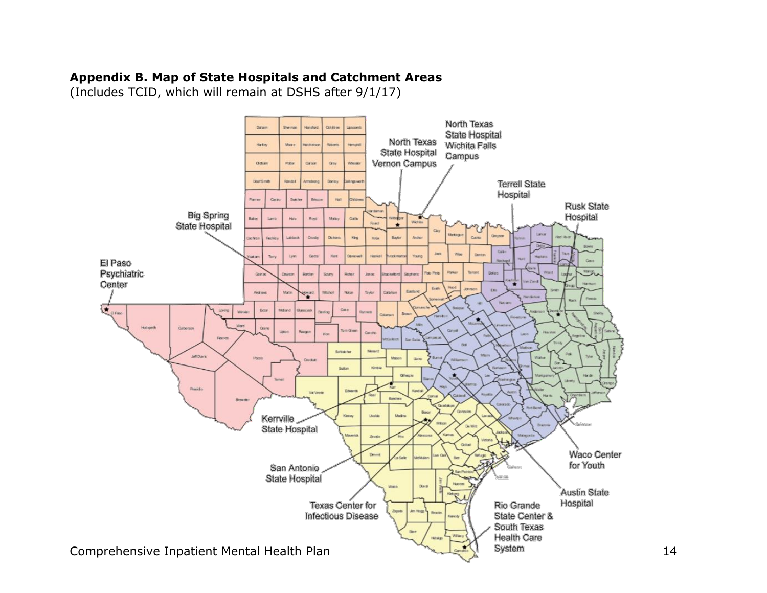**Appendix B. Map of State Hospitals and Catchment Areas**
(Includes TCID, which will remain at DSHS after 9/1/17)

North Texas State Hospital Wichita Falls Campus

North Texas State Hospital Vernon Campus

Terrell State Hospital

Rusk State Hospital

Big Spring State Hospital

El Paso Psychiatric Center

Kerrville State Hospital

San Antonio State Hospital

Texas Center for Infectious Disease

Rio Grande State Center & South Texas Health Care System

Austin State Hospital

Waco Center for Youth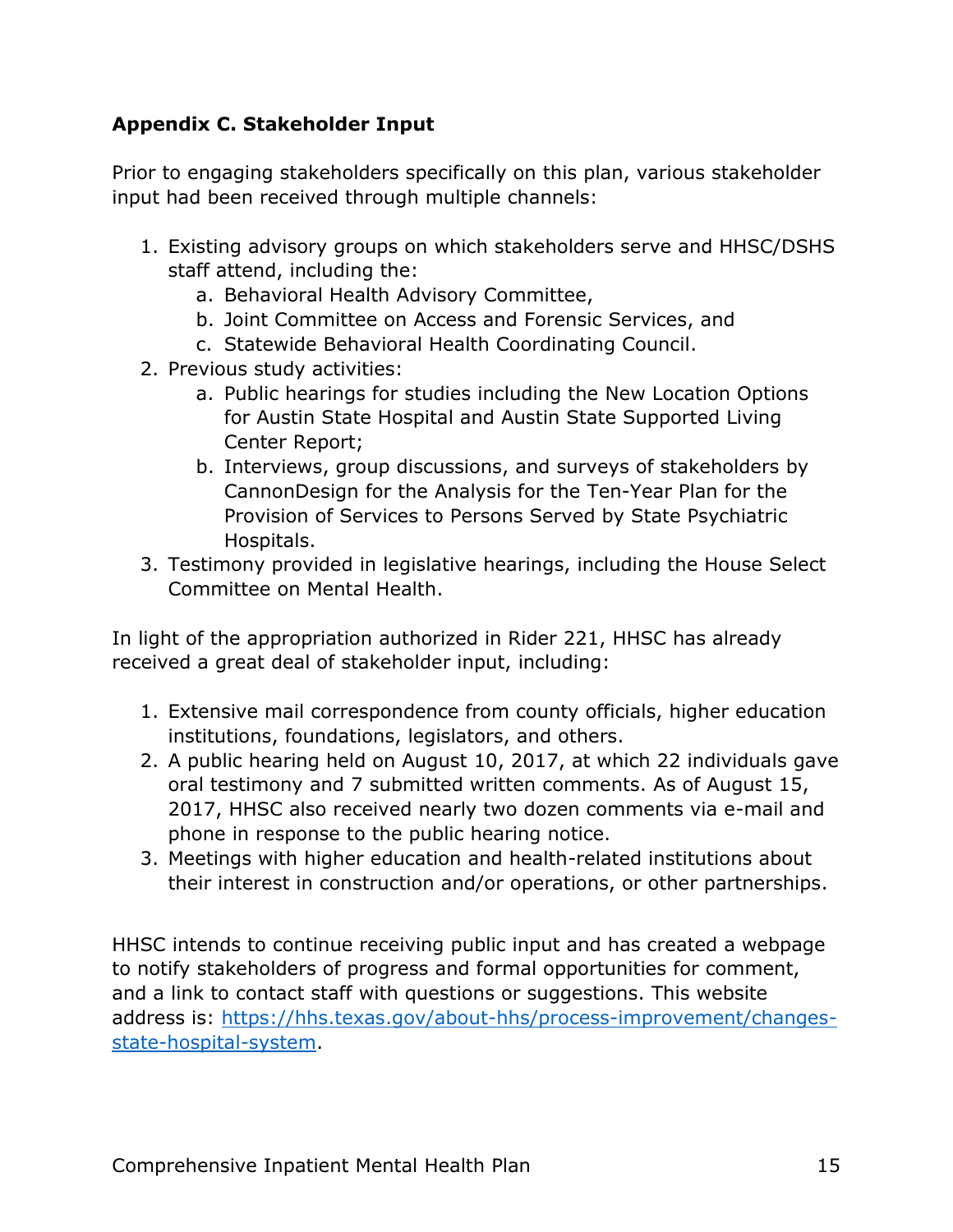## Appendix C. Stakeholder Input

Prior to engaging stakeholders specifically on this plan, various stakeholder input had been received through multiple channels:

1. Existing advisory groups on which stakeholders serve and HHSC/DSHS staff attend, including the:
   a. Behavioral Health Advisory Committee,
   b. Joint Committee on Access and Forensic Services, and
   c. Statewide Behavioral Health Coordinating Council.
2. Previous study activities:
   a. Public hearings for studies including the New Location Options for Austin State Hospital and Austin State Supported Living Center Report;
   b. Interviews, group discussions, and surveys of stakeholders by CannonDesign for the Analysis for the Ten-Year Plan for the Provision of Services to Persons Served by State Psychiatric Hospitals.
3. Testimony provided in legislative hearings, including the House Select Committee on Mental Health.

In light of the appropriation authorized in Rider 221, HHSC has already received a great deal of stakeholder input, including:

1. Extensive mail correspondence from county officials, higher education institutions, foundations, legislators, and others.
2. A public hearing held on August 10, 2017, at which 22 individuals gave oral testimony and 7 submitted written comments. As of August 15, 2017, HHSC also received nearly two dozen comments via e-mail and phone in response to the public hearing notice.
3. Meetings with higher education and health-related institutions about their interest in construction and/or operations, or other partnerships.

HHSC intends to continue receiving public input and has created a webpage to notify stakeholders of progress and formal opportunities for comment, and a link to contact staff with questions or suggestions. This website address is: [https://hhs.texas.gov/about-hhs/process-improvement/changes-state-hospital-system](https://hhs.texas.gov/about-hhs/process-improvement/changes-state-hospital-system).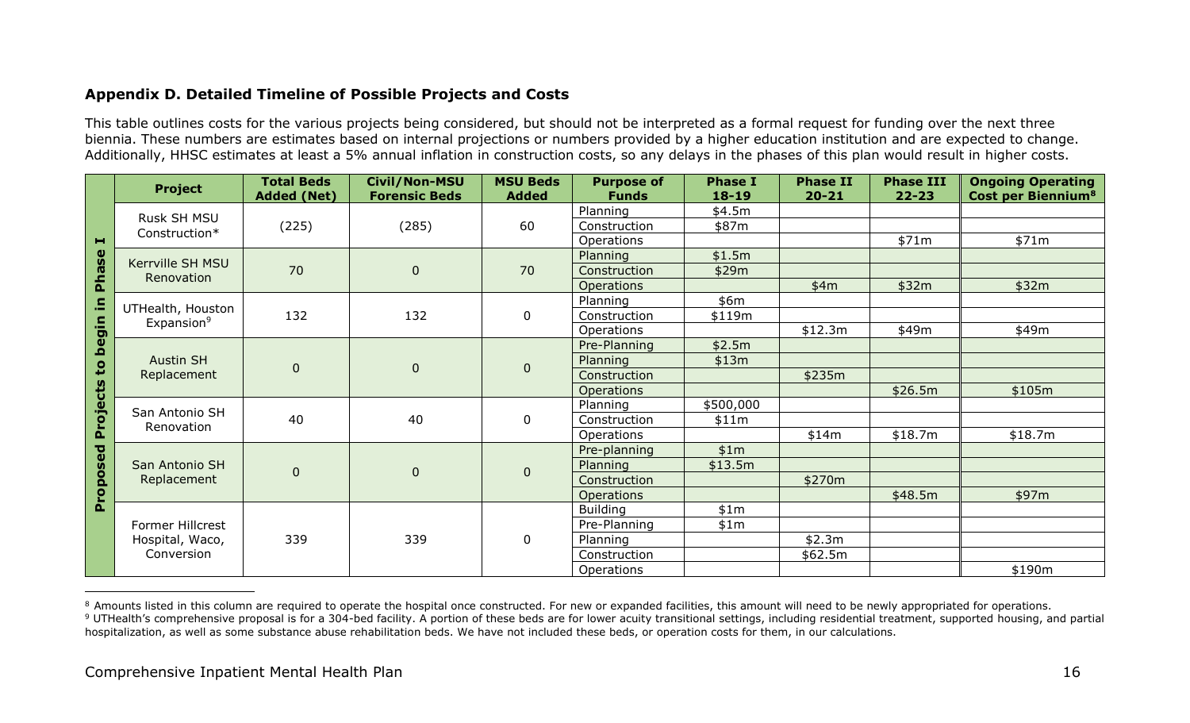## Appendix D. Detailed Timeline of Possible Projects and Costs

This table outlines costs for the various projects being considered, but should not be interpreted as a formal request for funding over the next three biennia. These numbers are estimates based on internal projections or numbers provided by a higher education institution and are expected to change. Additionally, HHSC estimates at least a 5% annual inflation in construction costs, so any delays in the phases of this plan would result in higher costs.

| | Project | Total Beds Added (Net) | Civil/Non-MSU Forensic Beds | MSU Beds Added | Purpose of Funds | Phase I 18-19 | Phase II 20-21 | Phase III 22-23 | Ongoing Operating Cost per Biennium[8] |
|---|---|---|---|---|---|---|---|---|---|
| Proposed Projects to begin in Phase I | Rusk SH MSU Construction* | (225) | (285) | 60 | Planning | $4.5m | | | |
| | | | | | Construction | $87m | | | |
| | | | | | Operations | | | $71m | $71m |
| | Kerrville SH MSU Renovation | 70 | 0 | 70 | Planning | $1.5m | | | |
| | | | | | Construction | $29m | | | |
| | | | | | Operations | | $4m | $32m | $32m |
| | UTHealth, Houston Expansion[9] | 132 | 132 | 0 | Planning | $6m | | | |
| | | | | | Construction | $119m | | | |
| | | | | | Operations | | $12.3m | $49m | $49m |
| | Austin SH Replacement | 0 | 0 | 0 | Pre-Planning | $2.5m | | | |
| | | | | | Planning | $13m | | | |
| | | | | | Construction | | $235m | | |
| | | | | | Operations | | | $26.5m | $105m |
| | San Antonio SH Renovation | 40 | 40 | 0 | Planning | $500,000 | | | |
| | | | | | Construction | $11m | | | |
| | | | | | Operations | | $14m | $18.7m | $18.7m |
| | San Antonio SH Replacement | 0 | 0 | 0 | Pre-planning | $1m | | | |
| | | | | | Planning | $13.5m | | | |
| | | | | | Construction | | $270m | | |
| | | | | | Operations | | | $48.5m | $97m |
| | Former Hillcrest Hospital, Waco, Conversion | 339 | 339 | 0 | Building | $1m | | | |
| | | | | | Pre-Planning | $1m | | | |
| | | | | | Planning | | $2.3m | | |
| | | | | | Construction | | $62.5m | | |
| | | | | | Operations | | | | $190m |

[8] Amounts listed in this column are required to operate the hospital once constructed. For new or expanded facilities, this amount will need to be newly appropriated for operations.

[9] UTHealth's comprehensive proposal is for a 304-bed facility. A portion of these beds are for lower acuity transitional settings, including residential treatment, supported housing, and partial hospitalization, as well as some substance abuse rehabilitation beds. We have not included these beds, or operation costs for them, in our calculations.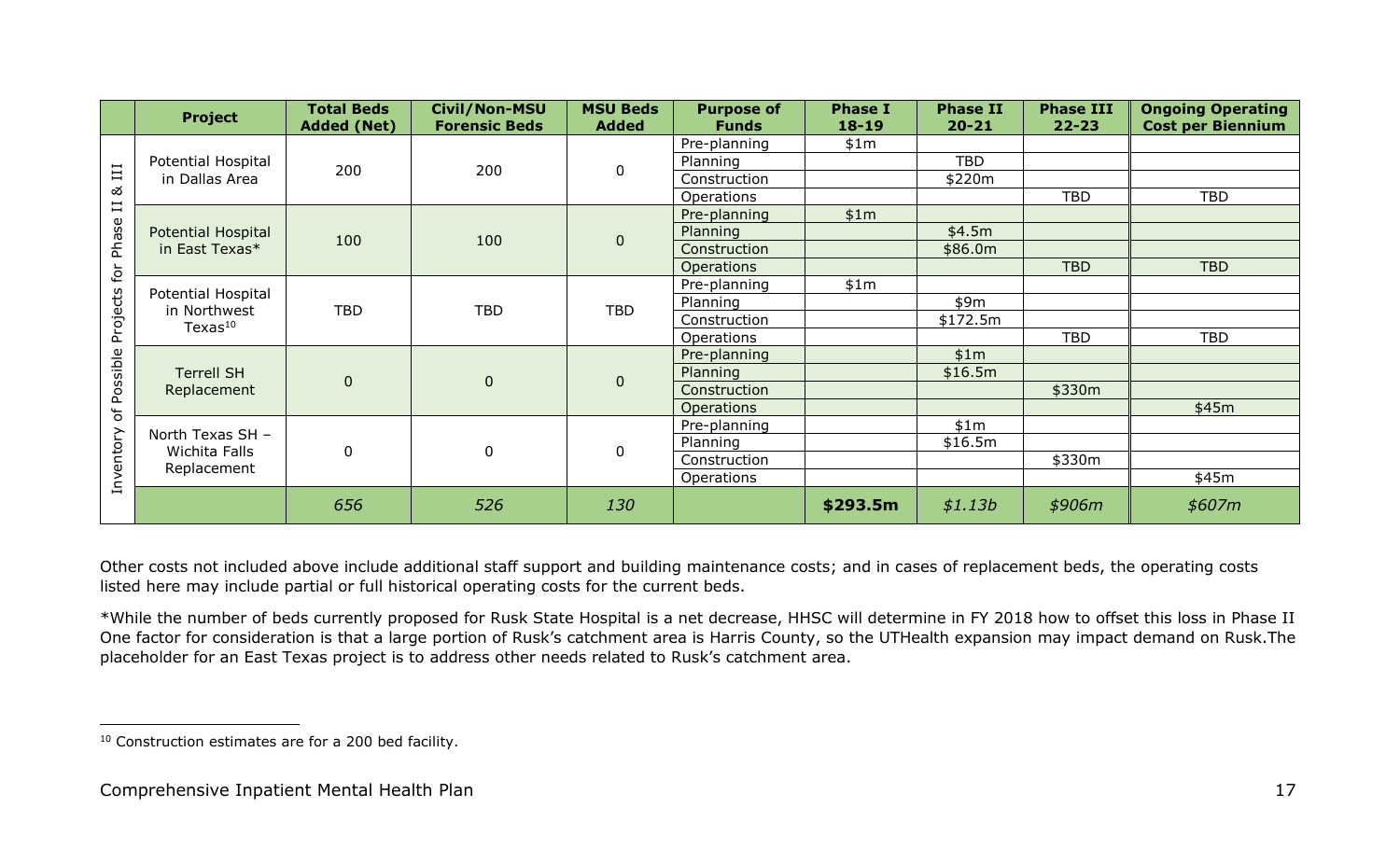| | Project | Total Beds Added (Net) | Civil/Non-MSU Forensic Beds | MSU Beds Added | Purpose of Funds | Phase I 18-19 | Phase II 20-21 | Phase III 22-23 | Ongoing Operating Cost per Biennium |
|---|---|---|---|---|---|---|---|---|---|
| Inventory of Possible Projects for Phase II & III | Potential Hospital in Dallas Area | 200 | 200 | 0 | Pre-planning | $1m | | | |
| | | | | | Planning | | TBD | | |
| | | | | | Construction | | $220m | | |
| | | | | | Operations | | | TBD | TBD |
| | Potential Hospital in East Texas* | 100 | 100 | 0 | Pre-planning | $1m | | | |
| | | | | | Planning | | $4.5m | | |
| | | | | | Construction | | $86.0m | | |
| | | | | | Operations | | | TBD | TBD |
| | Potential Hospital in Northwest Texas[10] | TBD | TBD | TBD | Pre-planning | $1m | | | |
| | | | | | Planning | | $9m | | |
| | | | | | Construction | | $172.5m | | |
| | | | | | Operations | | | TBD | TBD |
| | Terrell SH Replacement | 0 | 0 | 0 | Pre-planning | | $1m | | |
| | | | | | Planning | | $16.5m | | |
| | | | | | Construction | | | $330m | |
| | | | | | Operations | | | | $45m |
| | North Texas SH – Wichita Falls Replacement | 0 | 0 | 0 | Pre-planning | | $1m | | |
| | | | | | Planning | | $16.5m | | |
| | | | | | Construction | | | $330m | |
| | | | | | Operations | | | | $45m |
| | | *656* | *526* | *130* | | **$293.5m** | *$1.13b* | *$906m* | *$607m* |

Other costs not included above include additional staff support and building maintenance costs; and in cases of replacement beds, the operating costs listed here may include partial or full historical operating costs for the current beds.

*While the number of beds currently proposed for Rusk State Hospital is a net decrease, HHSC will determine in FY 2018 how to offset this loss in Phase II One factor for consideration is that a large portion of Rusk's catchment area is Harris County, so the UTHealth expansion may impact demand on Rusk.The placeholder for an East Texas project is to address other needs related to Rusk's catchment area.

[10] Construction estimates are for a 200 bed facility.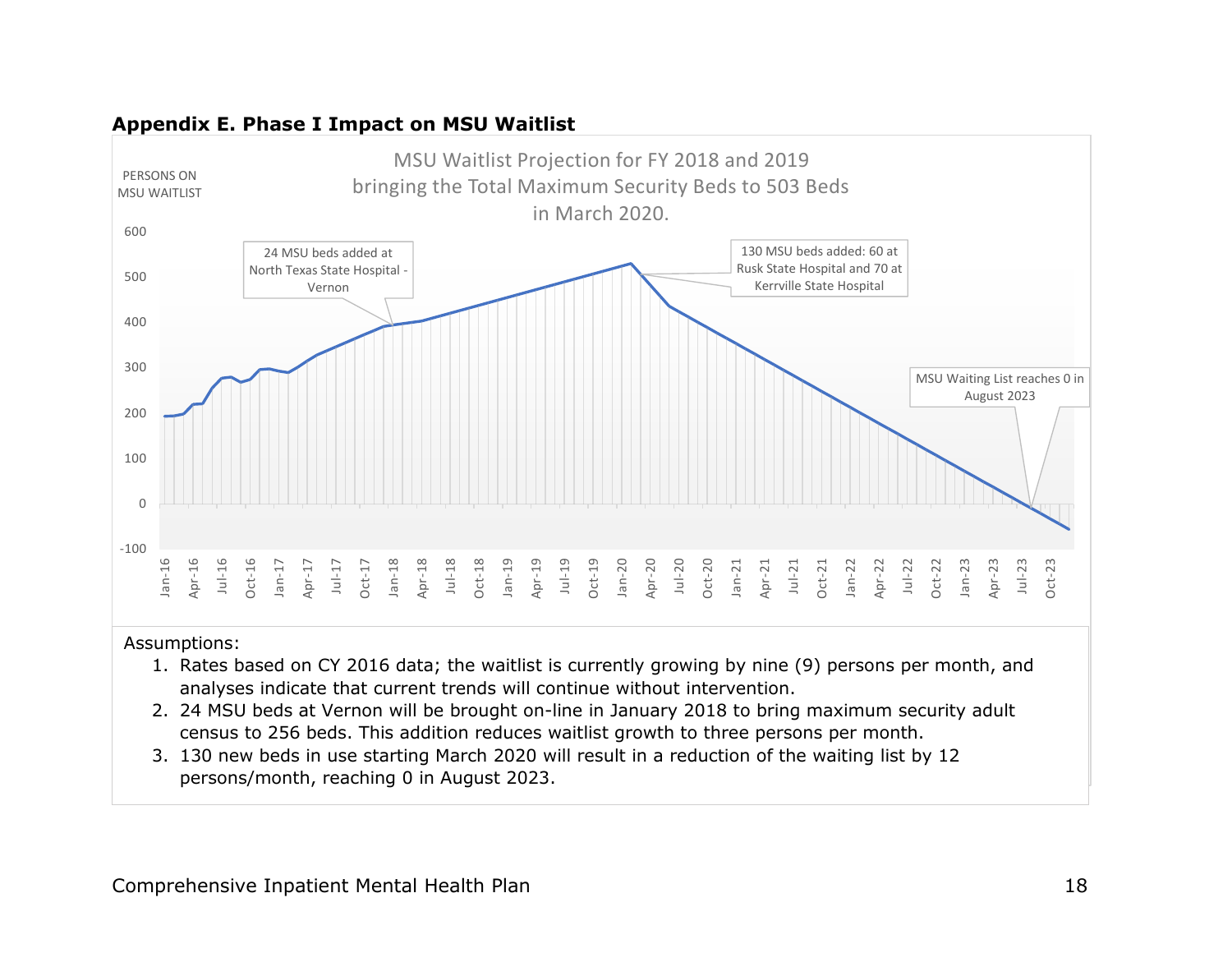## Appendix E. Phase I Impact on MSU Waitlist

MSU Waitlist Projection for FY 2018 and 2019 bringing the Total Maximum Security Beds to 503 Beds in March 2020.

PERSONS ON MSU WAITLIST

600
500
400
300
200
100
0
-100

24 MSU beds added at North Texas State Hospital - Vernon

130 MSU beds added: 60 at Rusk State Hospital and 70 at Kerrville State Hospital

MSU Waiting List reaches 0 in August 2023

Jan-16
Apr-16
Jul-16
Oct-16
Jan-17
Apr-17
Jul-17
Oct-17
Jan-18
Apr-18
Jul-18
Oct-18
Jan-19
Apr-19
Jul-19
Oct-19
Jan-20
Apr-20
Jul-20
Oct-20
Jan-21
Apr-21
Jul-21
Oct-21
Jan-22
Apr-22
Jul-22
Oct-22
Jan-23
Apr-23
Jul-23
Oct-23

Assumptions:

1. Rates based on CY 2016 data; the waitlist is currently growing by nine (9) persons per month, and analyses indicate that current trends will continue without intervention.
2. 24 MSU beds at Vernon will be brought on-line in January 2018 to bring maximum security adult census to 256 beds. This addition reduces waitlist growth to three persons per month.
3. 130 new beds in use starting March 2020 will result in a reduction of the waiting list by 12 persons/month, reaching 0 in August 2023.